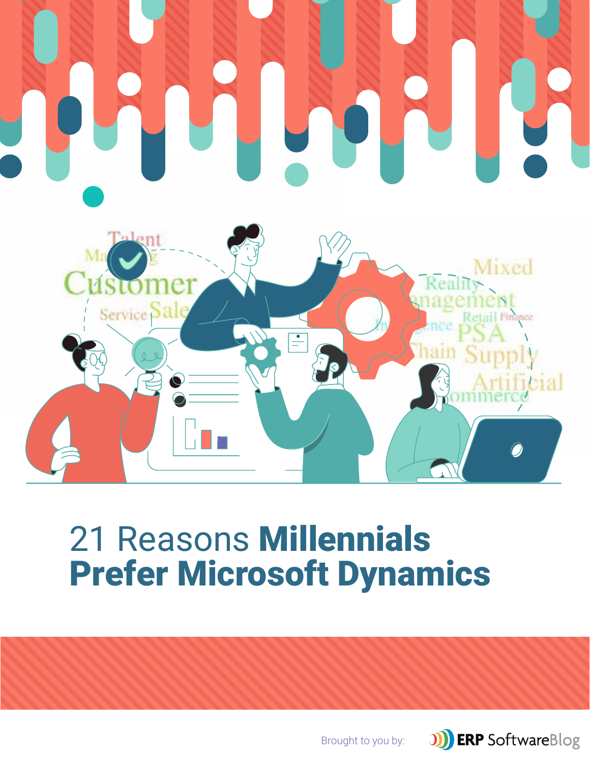# 21 Reasons **Millennials Prefer Microsoft Dynamics**

Brought to you by: ERP SoftwareBlog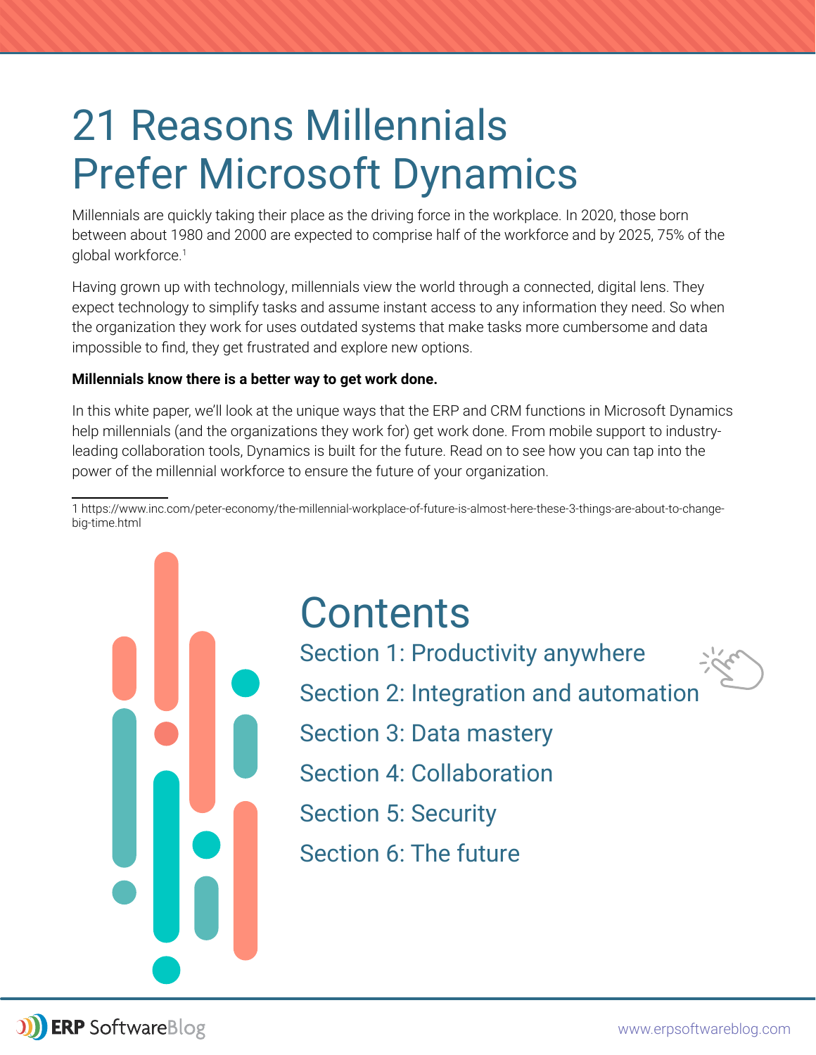# 21 Reasons Millennials Prefer Microsoft Dynamics

Millennials are quickly taking their place as the driving force in the workplace. In 2020, those born between about 1980 and 2000 are expected to comprise half of the workforce and by 2025, 75% of the global workforce.[1]

Having grown up with technology, millennials view the world through a connected, digital lens. They expect technology to simplify tasks and assume instant access to any information they need. So when the organization they work for uses outdated systems that make tasks more cumbersome and data impossible to find, they get frustrated and explore new options.

**Millennials know there is a better way to get work done.**

In this white paper, we'll look at the unique ways that the ERP and CRM functions in Microsoft Dynamics help millennials (and the organizations they work for) get work done. From mobile support to industry-leading collaboration tools, Dynamics is built for the future. Read on to see how you can tap into the power of the millennial workforce to ensure the future of your organization.

1 https://www.inc.com/peter-economy/the-millennial-workplace-of-future-is-almost-here-these-3-things-are-about-to-change-big-time.html

## Contents

- Section 1: Productivity anywhere
- Section 2: Integration and automation
- Section 3: Data mastery
- Section 4: Collaboration
- Section 5: Security
- Section 6: The future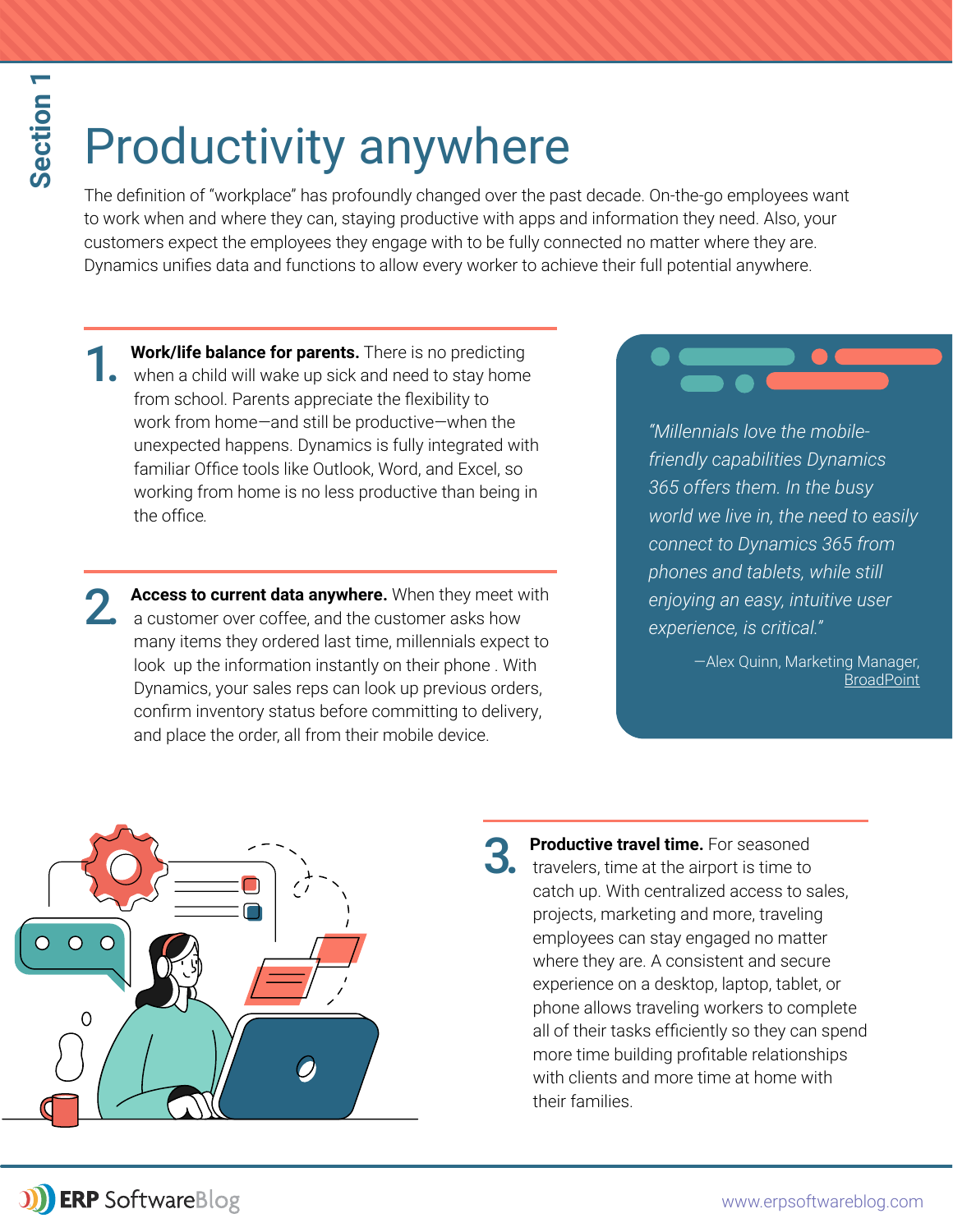Section 1

# Productivity anywhere

The definition of "workplace" has profoundly changed over the past decade. On-the-go employees want to work when and where they can, staying productive with apps and information they need. Also, your customers expect the employees they engage with to be fully connected no matter where they are. Dynamics unifies data and functions to allow every worker to achieve their full potential anywhere.

1. **Work/life balance for parents.** There is no predicting when a child will wake up sick and need to stay home from school. Parents appreciate the flexibility to work from home—and still be productive—when the unexpected happens. Dynamics is fully integrated with familiar Office tools like Outlook, Word, and Excel, so working from home is no less productive than being in the office.

2. **Access to current data anywhere.** When they meet with a customer over coffee, and the customer asks how many items they ordered last time, millennials expect to look up the information instantly on their phone . With Dynamics, your sales reps can look up previous orders, confirm inventory status before committing to delivery, and place the order, all from their mobile device.

> *"Millennials love the mobile-friendly capabilities Dynamics 365 offers them. In the busy world we live in, the need to easily connect to Dynamics 365 from phones and tablets, while still enjoying an easy, intuitive user experience, is critical."*
>
> —Alex Quinn, Marketing Manager, BroadPoint

3. **Productive travel time.** For seasoned travelers, time at the airport is time to catch up. With centralized access to sales, projects, marketing and more, traveling employees can stay engaged no matter where they are. A consistent and secure experience on a desktop, laptop, tablet, or phone allows traveling workers to complete all of their tasks efficiently so they can spend more time building profitable relationships with clients and more time at home with their families.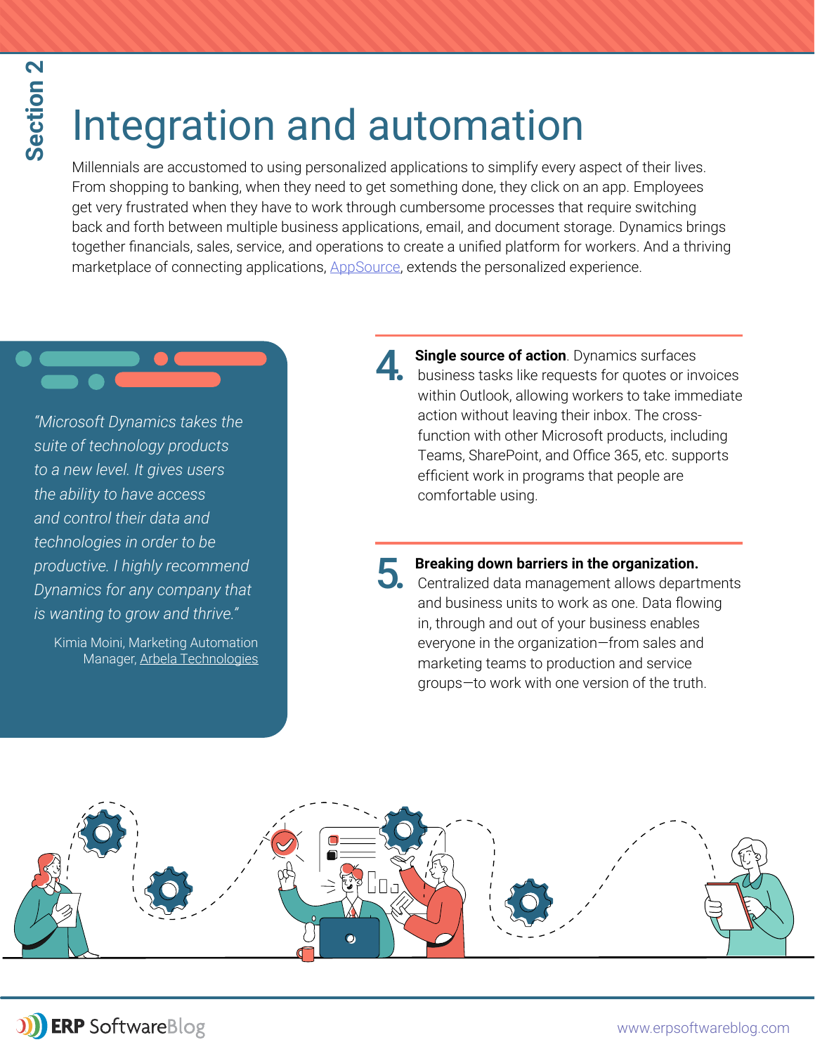Section 2

# Integration and automation

Millennials are accustomed to using personalized applications to simplify every aspect of their lives. From shopping to banking, when they need to get something done, they click on an app. Employees get very frustrated when they have to work through cumbersome processes that require switching back and forth between multiple business applications, email, and document storage. Dynamics brings together financials, sales, service, and operations to create a unified platform for workers. And a thriving marketplace of connecting applications, AppSource, extends the personalized experience.

*"Microsoft Dynamics takes the suite of technology products to a new level. It gives users the ability to have access and control their data and technologies in order to be productive. I highly recommend Dynamics for any company that is wanting to grow and thrive."*

Kimia Moini, Marketing Automation Manager, Arbela Technologies

**4. Single source of action**. Dynamics surfaces business tasks like requests for quotes or invoices within Outlook, allowing workers to take immediate action without leaving their inbox. The cross-function with other Microsoft products, including Teams, SharePoint, and Office 365, etc. supports efficient work in programs that people are comfortable using.

**5. Breaking down barriers in the organization.** Centralized data management allows departments and business units to work as one. Data flowing in, through and out of your business enables everyone in the organization—from sales and marketing teams to production and service groups—to work with one version of the truth.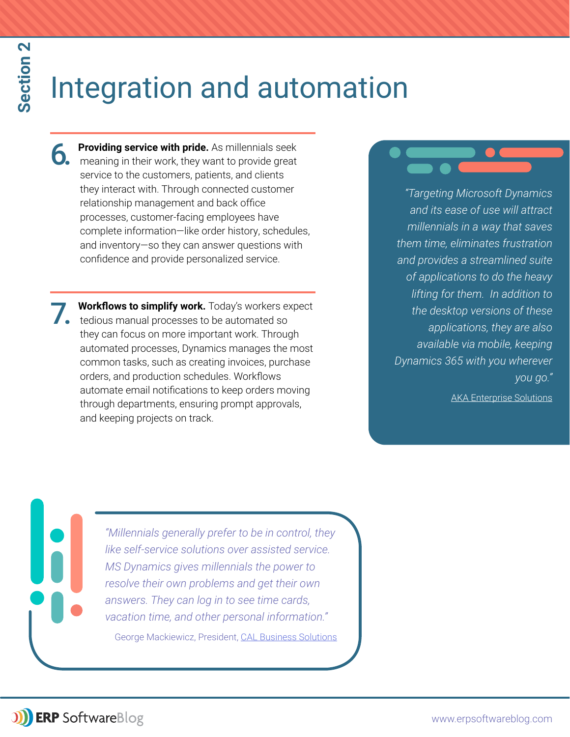Section 2

# Integration and automation

6. **Providing service with pride.** As millennials seek meaning in their work, they want to provide great service to the customers, patients, and clients they interact with. Through connected customer relationship management and back office processes, customer-facing employees have complete information—like order history, schedules, and inventory—so they can answer questions with confidence and provide personalized service.

7. **Workflows to simplify work.** Today's workers expect tedious manual processes to be automated so they can focus on more important work. Through automated processes, Dynamics manages the most common tasks, such as creating invoices, purchase orders, and production schedules. Workflows automate email notifications to keep orders moving through departments, ensuring prompt approvals, and keeping projects on track.

*"Targeting Microsoft Dynamics and its ease of use will attract millennials in a way that saves them time, eliminates frustration and provides a streamlined suite of applications to do the heavy lifting for them. In addition to the desktop versions of these applications, they are also available via mobile, keeping Dynamics 365 with you wherever you go."*

AKA Enterprise Solutions

*"Millennials generally prefer to be in control, they like self-service solutions over assisted service. MS Dynamics gives millennials the power to resolve their own problems and get their own answers. They can log in to see time cards, vacation time, and other personal information."*

George Mackiewicz, President, CAL Business Solutions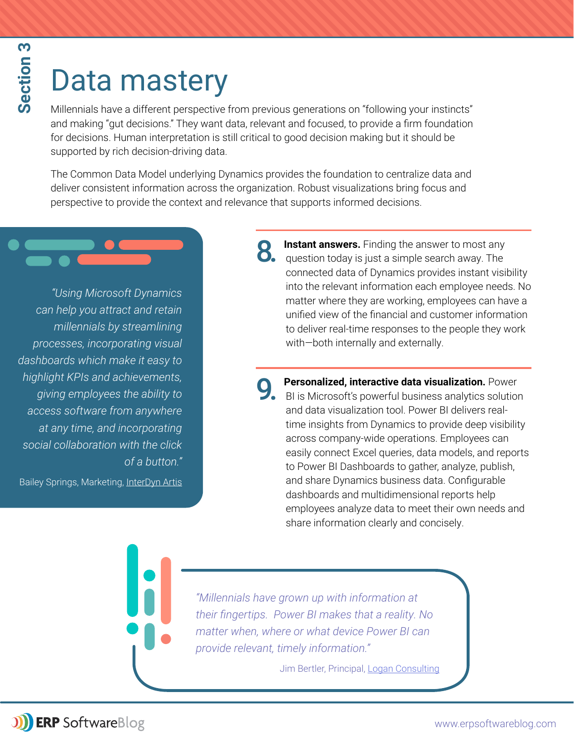Section 3

# Data mastery

Millennials have a different perspective from previous generations on "following your instincts" and making "gut decisions." They want data, relevant and focused, to provide a firm foundation for decisions. Human interpretation is still critical to good decision making but it should be supported by rich decision-driving data.

The Common Data Model underlying Dynamics provides the foundation to centralize data and deliver consistent information across the organization. Robust visualizations bring focus and perspective to provide the context and relevance that supports informed decisions.

> *"Using Microsoft Dynamics can help you attract and retain millennials by streamlining processes, incorporating visual dashboards which make it easy to highlight KPIs and achievements, giving employees the ability to access software from anywhere at any time, and incorporating social collaboration with the click of a button."*
>
> Bailey Springs, Marketing, InterDyn Artis

**8. Instant answers.** Finding the answer to most any question today is just a simple search away. The connected data of Dynamics provides instant visibility into the relevant information each employee needs. No matter where they are working, employees can have a unified view of the financial and customer information to deliver real-time responses to the people they work with—both internally and externally.

**9. Personalized, interactive data visualization.** Power BI is Microsoft's powerful business analytics solution and data visualization tool. Power BI delivers real-time insights from Dynamics to provide deep visibility across company-wide operations. Employees can easily connect Excel queries, data models, and reports to Power BI Dashboards to gather, analyze, publish, and share Dynamics business data. Configurable dashboards and multidimensional reports help employees analyze data to meet their own needs and share information clearly and concisely.

> *"Millennials have grown up with information at their fingertips. Power BI makes that a reality. No matter when, where or what device Power BI can provide relevant, timely information."*
>
> Jim Bertler, Principal, Logan Consulting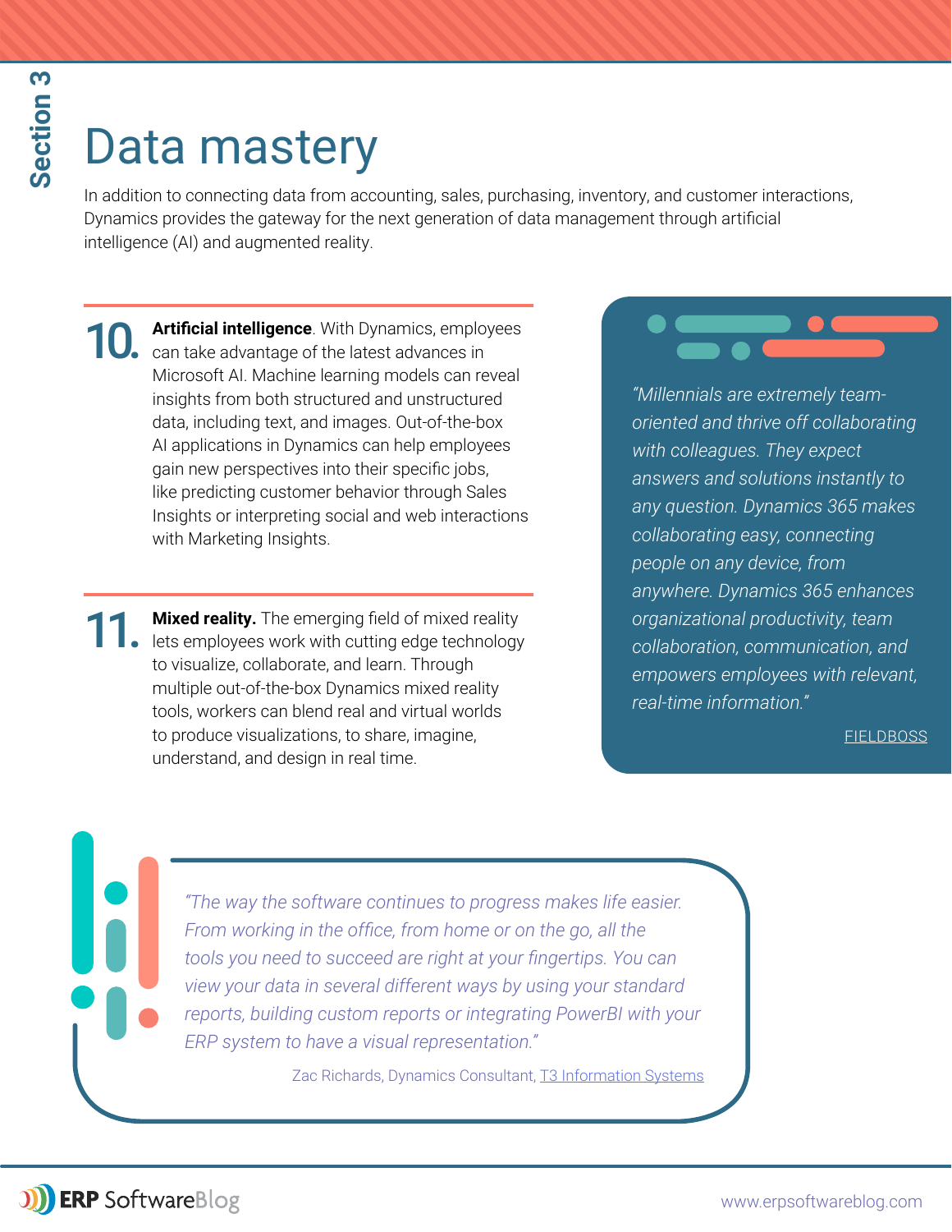Section 3

# Data mastery

In addition to connecting data from accounting, sales, purchasing, inventory, and customer interactions, Dynamics provides the gateway for the next generation of data management through artificial intelligence (AI) and augmented reality.

**10.** **Artificial intelligence**. With Dynamics, employees can take advantage of the latest advances in Microsoft AI. Machine learning models can reveal insights from both structured and unstructured data, including text, and images. Out-of-the-box AI applications in Dynamics can help employees gain new perspectives into their specific jobs, like predicting customer behavior through Sales Insights or interpreting social and web interactions with Marketing Insights.

**11.** **Mixed reality.** The emerging field of mixed reality lets employees work with cutting edge technology to visualize, collaborate, and learn. Through multiple out-of-the-box Dynamics mixed reality tools, workers can blend real and virtual worlds to produce visualizations, to share, imagine, understand, and design in real time.

> *"Millennials are extremely team-oriented and thrive off collaborating with colleagues. They expect answers and solutions instantly to any question. Dynamics 365 makes collaborating easy, connecting people on any device, from anywhere. Dynamics 365 enhances organizational productivity, team collaboration, communication, and empowers employees with relevant, real-time information."*
>
> FIELDBOSS

> *"The way the software continues to progress makes life easier. From working in the office, from home or on the go, all the tools you need to succeed are right at your fingertips. You can view your data in several different ways by using your standard reports, building custom reports or integrating PowerBI with your ERP system to have a visual representation."*
>
> Zac Richards, Dynamics Consultant, T3 Information Systems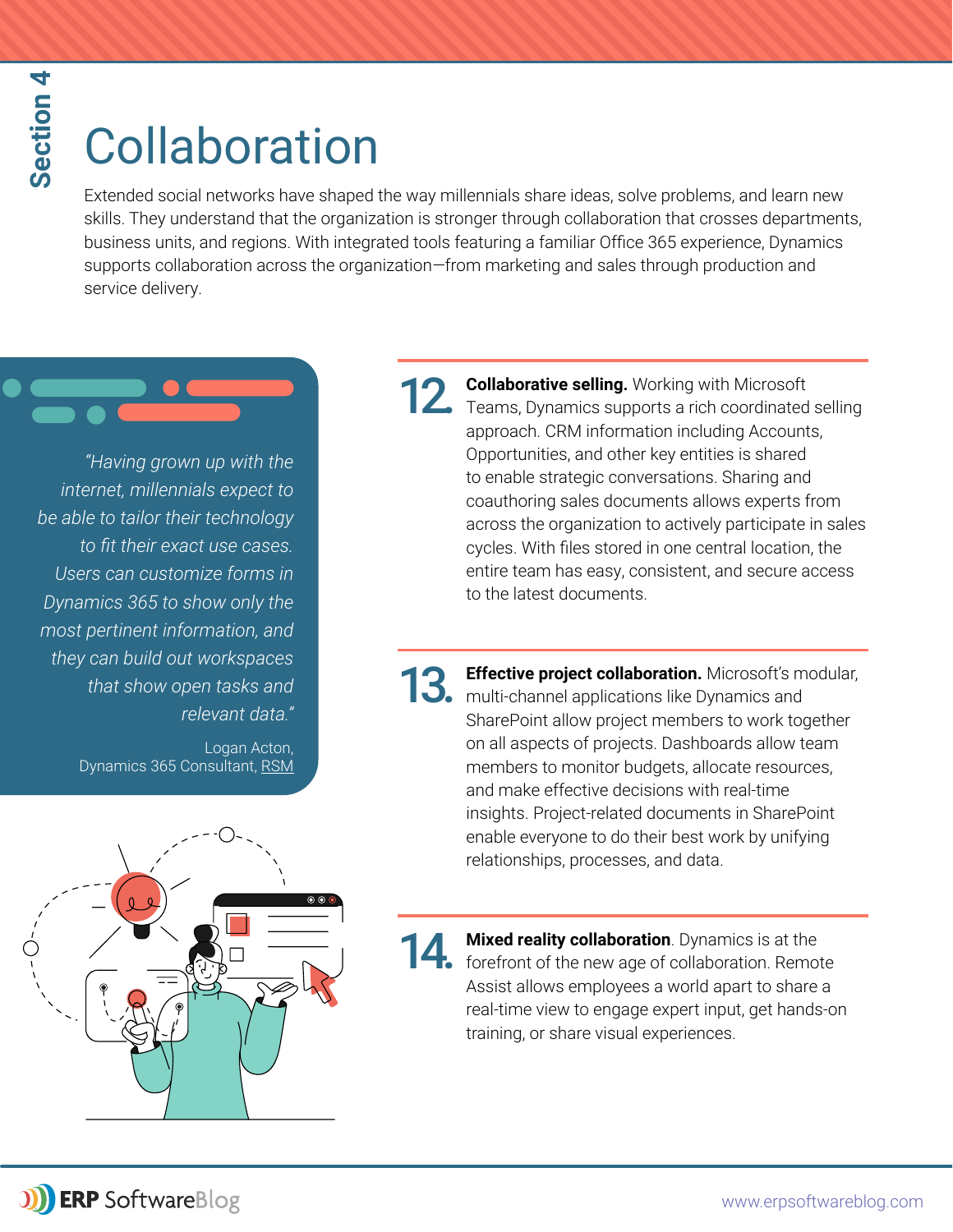Section 4

# Collaboration

Extended social networks have shaped the way millennials share ideas, solve problems, and learn new skills. They understand that the organization is stronger through collaboration that crosses departments, business units, and regions. With integrated tools featuring a familiar Office 365 experience, Dynamics supports collaboration across the organization—from marketing and sales through production and service delivery.

> *"Having grown up with the internet, millennials expect to be able to tailor their technology to fit their exact use cases. Users can customize forms in Dynamics 365 to show only the most pertinent information, and they can build out workspaces that show open tasks and relevant data."*
>
> Logan Acton,
> Dynamics 365 Consultant, RSM

**12.** **Collaborative selling.** Working with Microsoft Teams, Dynamics supports a rich coordinated selling approach. CRM information including Accounts, Opportunities, and other key entities is shared to enable strategic conversations. Sharing and coauthoring sales documents allows experts from across the organization to actively participate in sales cycles. With files stored in one central location, the entire team has easy, consistent, and secure access to the latest documents.

**13.** **Effective project collaboration.** Microsoft's modular, multi-channel applications like Dynamics and SharePoint allow project members to work together on all aspects of projects. Dashboards allow team members to monitor budgets, allocate resources, and make effective decisions with real-time insights. Project-related documents in SharePoint enable everyone to do their best work by unifying relationships, processes, and data.

**14.** **Mixed reality collaboration**. Dynamics is at the forefront of the new age of collaboration. Remote Assist allows employees a world apart to share a real-time view to engage expert input, get hands-on training, or share visual experiences.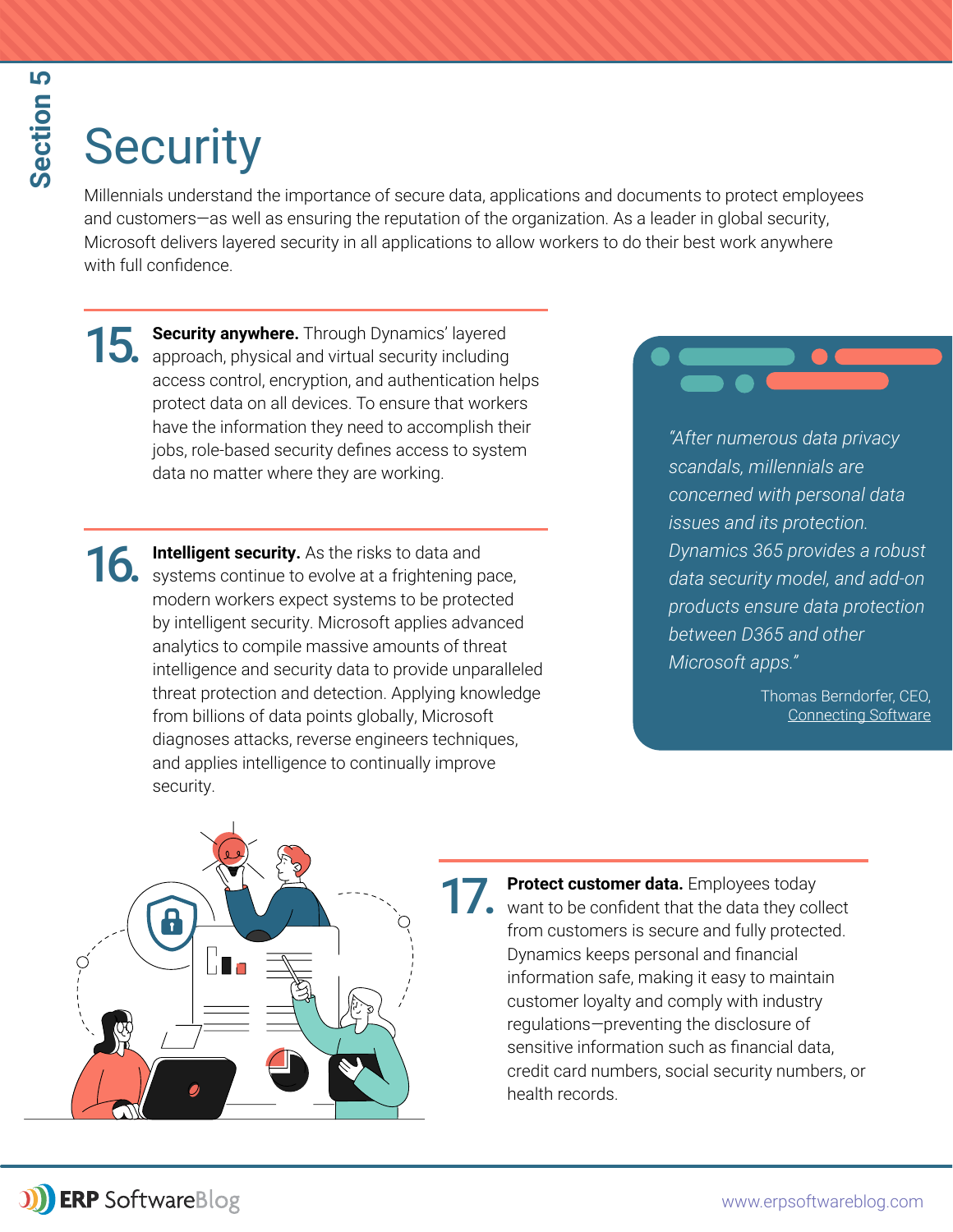Section 5

# Security

Millennials understand the importance of secure data, applications and documents to protect employees and customers—as well as ensuring the reputation of the organization. As a leader in global security, Microsoft delivers layered security in all applications to allow workers to do their best work anywhere with full confidence.

**15. Security anywhere.** Through Dynamics' layered approach, physical and virtual security including access control, encryption, and authentication helps protect data on all devices. To ensure that workers have the information they need to accomplish their jobs, role-based security defines access to system data no matter where they are working.

**16. Intelligent security.** As the risks to data and systems continue to evolve at a frightening pace, modern workers expect systems to be protected by intelligent security. Microsoft applies advanced analytics to compile massive amounts of threat intelligence and security data to provide unparalleled threat protection and detection. Applying knowledge from billions of data points globally, Microsoft diagnoses attacks, reverse engineers techniques, and applies intelligence to continually improve security.

> *"After numerous data privacy scandals, millennials are concerned with personal data issues and its protection. Dynamics 365 provides a robust data security model, and add-on products ensure data protection between D365 and other Microsoft apps."*
>
> Thomas Berndorfer, CEO, Connecting Software

**17. Protect customer data.** Employees today want to be confident that the data they collect from customers is secure and fully protected. Dynamics keeps personal and financial information safe, making it easy to maintain customer loyalty and comply with industry regulations—preventing the disclosure of sensitive information such as financial data, credit card numbers, social security numbers, or health records.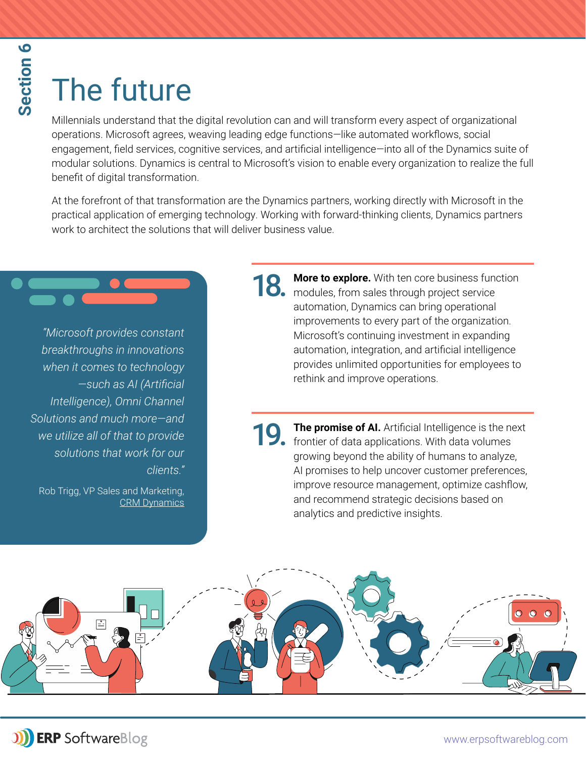Section 6

# The future

Millennials understand that the digital revolution can and will transform every aspect of organizational operations. Microsoft agrees, weaving leading edge functions—like automated workflows, social engagement, field services, cognitive services, and artificial intelligence—into all of the Dynamics suite of modular solutions. Dynamics is central to Microsoft's vision to enable every organization to realize the full benefit of digital transformation.

At the forefront of that transformation are the Dynamics partners, working directly with Microsoft in the practical application of emerging technology. Working with forward-thinking clients, Dynamics partners work to architect the solutions that will deliver business value.

*"Microsoft provides constant breakthroughs in innovations when it comes to technology —such as AI (Artificial Intelligence), Omni Channel Solutions and much more—and we utilize all of that to provide solutions that work for our clients."*

Rob Trigg, VP Sales and Marketing, CRM Dynamics

**18.** **More to explore.** With ten core business function modules, from sales through project service automation, Dynamics can bring operational improvements to every part of the organization. Microsoft's continuing investment in expanding automation, integration, and artificial intelligence provides unlimited opportunities for employees to rethink and improve operations.

**19.** **The promise of AI.** Artificial Intelligence is the next frontier of data applications. With data volumes growing beyond the ability of humans to analyze, AI promises to help uncover customer preferences, improve resource management, optimize cashflow, and recommend strategic decisions based on analytics and predictive insights.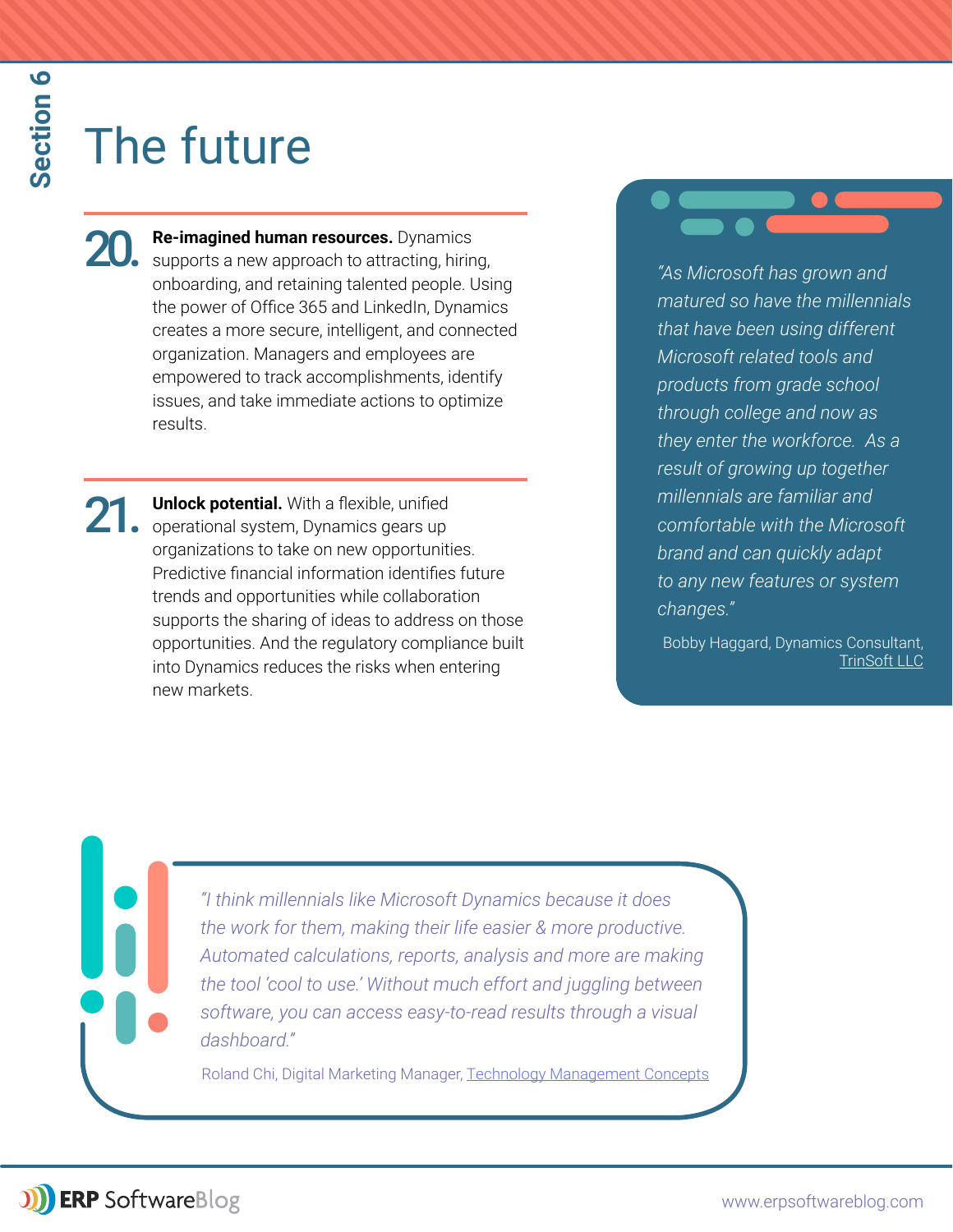Section 6

# The future

**20. Re-imagined human resources.** Dynamics supports a new approach to attracting, hiring, onboarding, and retaining talented people. Using the power of Office 365 and LinkedIn, Dynamics creates a more secure, intelligent, and connected organization. Managers and employees are empowered to track accomplishments, identify issues, and take immediate actions to optimize results.

**21. Unlock potential.** With a flexible, unified operational system, Dynamics gears up organizations to take on new opportunities. Predictive financial information identifies future trends and opportunities while collaboration supports the sharing of ideas to address on those opportunities. And the regulatory compliance built into Dynamics reduces the risks when entering new markets.

*"As Microsoft has grown and matured so have the millennials that have been using different Microsoft related tools and products from grade school through college and now as they enter the workforce. As a result of growing up together millennials are familiar and comfortable with the Microsoft brand and can quickly adapt to any new features or system changes."*

Bobby Haggard, Dynamics Consultant, TrinSoft LLC

*"I think millennials like Microsoft Dynamics because it does the work for them, making their life easier & more productive. Automated calculations, reports, analysis and more are making the tool 'cool to use.' Without much effort and juggling between software, you can access easy-to-read results through a visual dashboard."*

Roland Chi, Digital Marketing Manager, Technology Management Concepts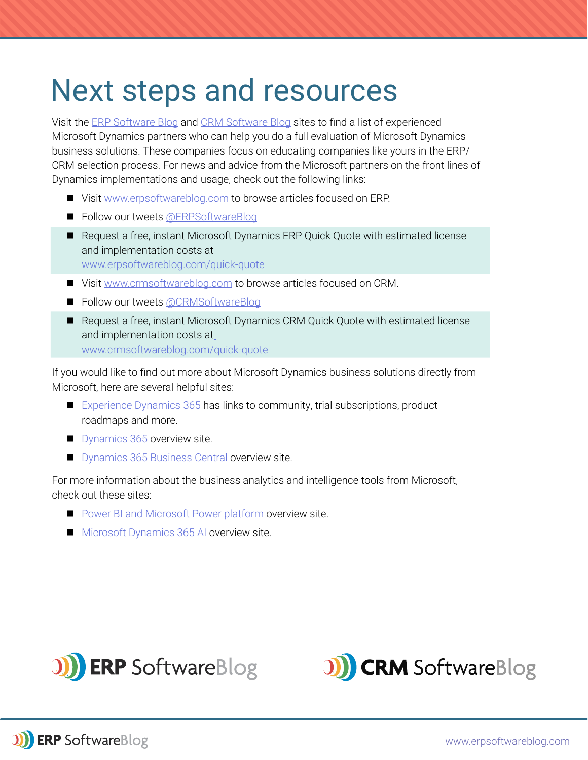# Next steps and resources

Visit the ERP Software Blog and CRM Software Blog sites to find a list of experienced Microsoft Dynamics partners who can help you do a full evaluation of Microsoft Dynamics business solutions. These companies focus on educating companies like yours in the ERP/ CRM selection process. For news and advice from the Microsoft partners on the front lines of Dynamics implementations and usage, check out the following links:

- Visit www.erpsoftwareblog.com to browse articles focused on ERP.
- Follow our tweets @ERPSoftwareBlog
- Request a free, instant Microsoft Dynamics ERP Quick Quote with estimated license and implementation costs at www.erpsoftwareblog.com/quick-quote
- Visit www.crmsoftwareblog.com to browse articles focused on CRM.
- Follow our tweets @CRMSoftwareBlog
- Request a free, instant Microsoft Dynamics CRM Quick Quote with estimated license and implementation costs at www.crmsoftwareblog.com/quick-quote

If you would like to find out more about Microsoft Dynamics business solutions directly from Microsoft, here are several helpful sites:

- Experience Dynamics 365 has links to community, trial subscriptions, product roadmaps and more.
- Dynamics 365 overview site.
- Dynamics 365 Business Central overview site.

For more information about the business analytics and intelligence tools from Microsoft, check out these sites:

- Power BI and Microsoft Power platform overview site.
- Microsoft Dynamics 365 AI overview site.

ERP SoftwareBlog

CRM SoftwareBlog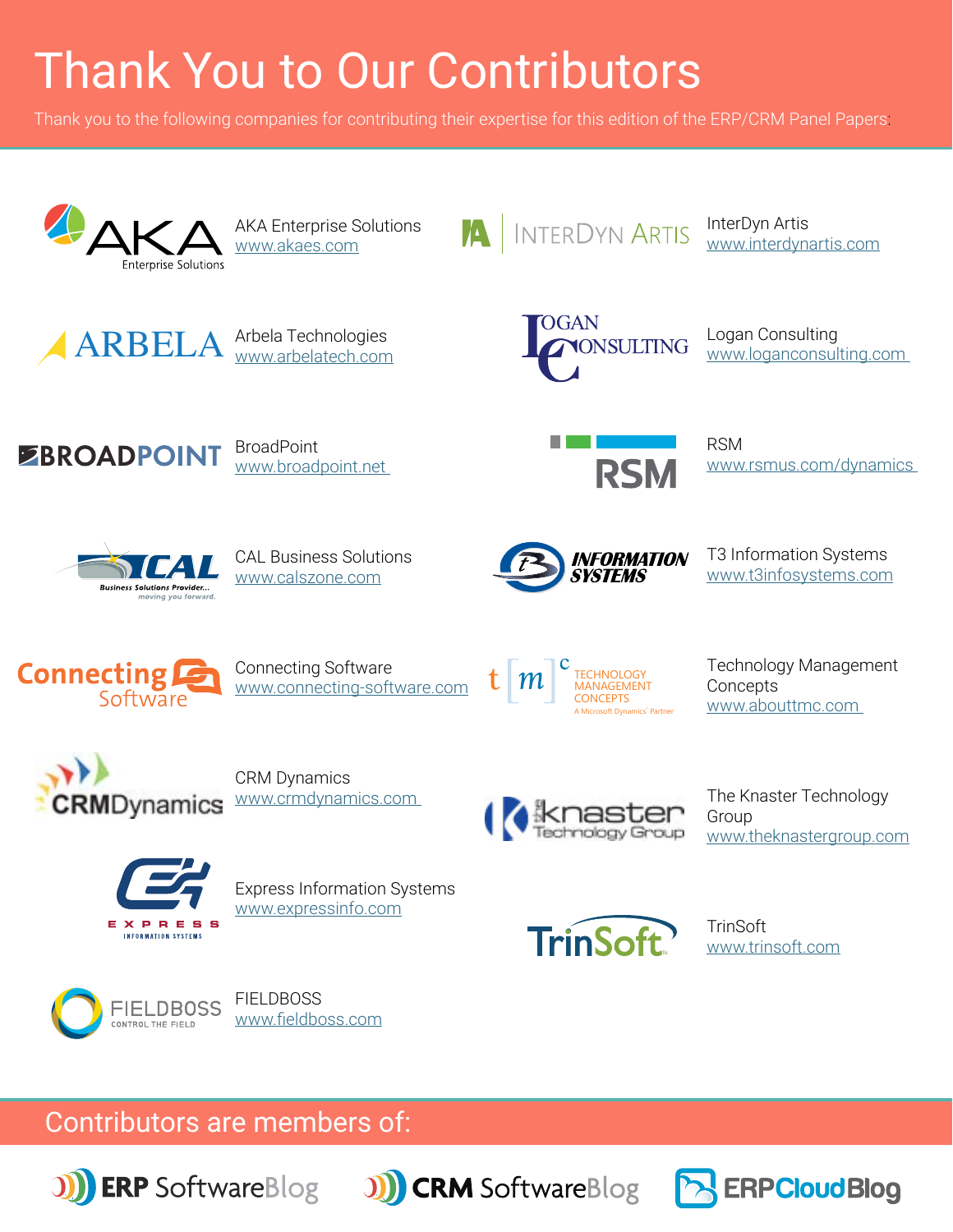# Thank You to Our Contributors

Thank you to the following companies for contributing their expertise for this edition of the ERP/CRM Panel Papers:

AKA Enterprise Solutions
www.akaes.com

Arbela Technologies
www.arbelatech.com

BroadPoint
www.broadpoint.net

CAL Business Solutions
www.calszone.com

Connecting Software
www.connecting-software.com

CRM Dynamics
www.crmdynamics.com

Express Information Systems
www.expressinfo.com

FIELDBOSS
www.fieldboss.com

InterDyn Artis
www.interdynartis.com

Logan Consulting
www.loganconsulting.com

RSM
www.rsmus.com/dynamics

T3 Information Systems
www.t3infosystems.com

Technology Management Concepts
www.abouttmc.com

The Knaster Technology Group
www.theknastergroup.com

TrinSoft
www.trinsoft.com

## Contributors are members of:

ERP SoftwareBlog

CRM SoftwareBlog

ERPCloudBlog